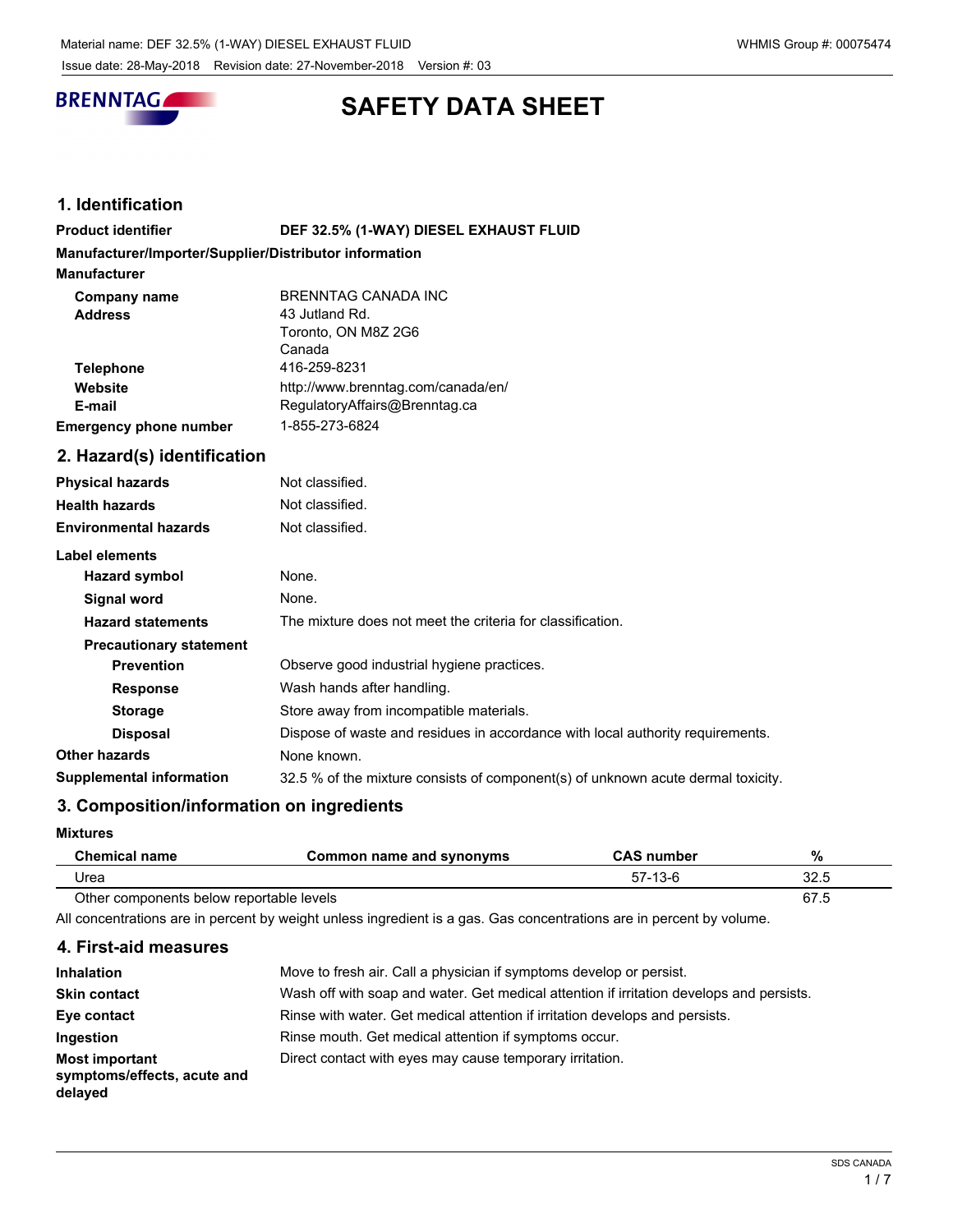# SAFETY DATA SHEET

## 1. Identification

**Product identifier** DEF 32.5% (1-WAY) DIESEL EXHAUST FLUID

**Manufacturer/Importer/Supplier/Distributor information**

**Manufacturer**

| | |
|---|---|
| **Company name** | BRENNTAG CANADA INC |
| **Address** | 43 Jutland Rd.<br>Toronto, ON M8Z 2G6<br>Canada |
| **Telephone** | 416-259-8231 |
| **Website** | http://www.brenntag.com/canada/en/ |
| **E-mail** | RegulatoryAffairs@Brenntag.ca |
| **Emergency phone number** | 1-855-273-6824 |

## 2. Hazard(s) identification

| | |
|---|---|
| **Physical hazards** | Not classified. |
| **Health hazards** | Not classified. |
| **Environmental hazards** | Not classified. |

**Label elements**

| | |
|---|---|
| **Hazard symbol** | None. |
| **Signal word** | None. |
| **Hazard statements** | The mixture does not meet the criteria for classification. |

**Precautionary statement**

| | |
|---|---|
| **Prevention** | Observe good industrial hygiene practices. |
| **Response** | Wash hands after handling. |
| **Storage** | Store away from incompatible materials. |
| **Disposal** | Dispose of waste and residues in accordance with local authority requirements. |
| **Other hazards** | None known. |
| **Supplemental information** | 32.5 % of the mixture consists of component(s) of unknown acute dermal toxicity. |

## 3. Composition/information on ingredients

**Mixtures**

| Chemical name | Common name and synonyms | CAS number | % |
|---|---|---|---|
| Urea | | 57-13-6 | 32.5 |
| Other components below reportable levels | | | 67.5 |

All concentrations are in percent by weight unless ingredient is a gas. Gas concentrations are in percent by volume.

## 4. First-aid measures

| | |
|---|---|
| **Inhalation** | Move to fresh air. Call a physician if symptoms develop or persist. |
| **Skin contact** | Wash off with soap and water. Get medical attention if irritation develops and persists. |
| **Eye contact** | Rinse with water. Get medical attention if irritation develops and persists. |
| **Ingestion** | Rinse mouth. Get medical attention if symptoms occur. |
| **Most important symptoms/effects, acute and delayed** | Direct contact with eyes may cause temporary irritation. |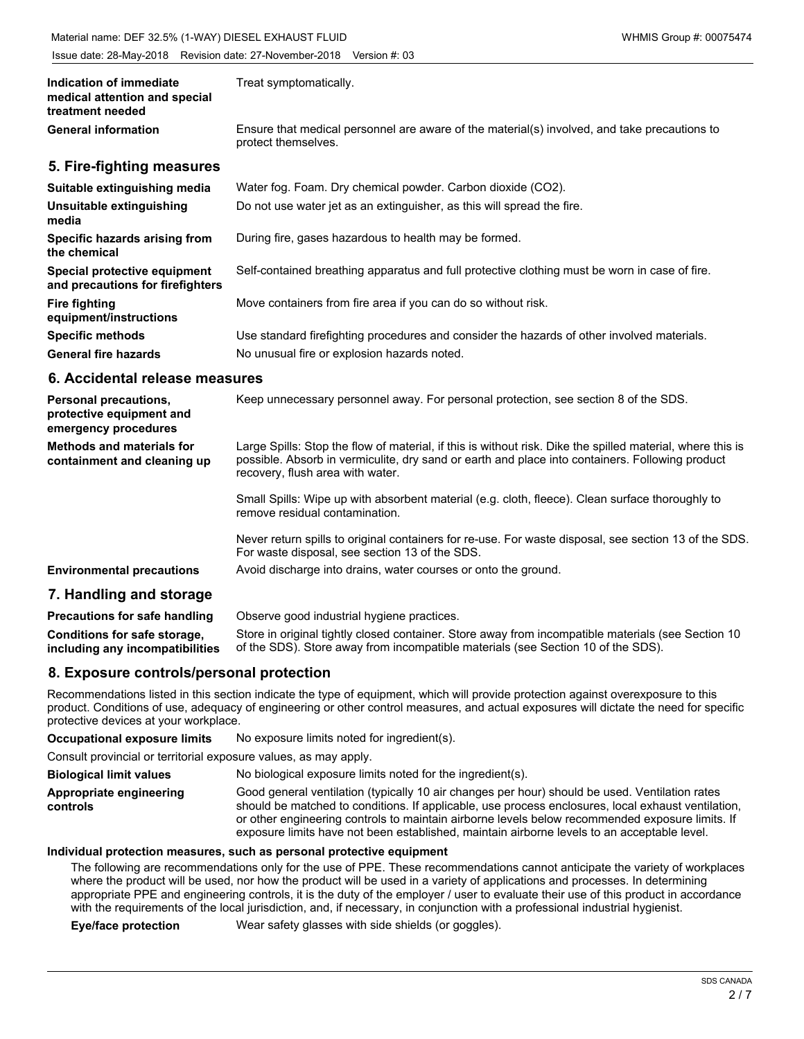| | |
|---|---|
| **Indication of immediate medical attention and special treatment needed** | Treat symptomatically. |
| **General information** | Ensure that medical personnel are aware of the material(s) involved, and take precautions to protect themselves. |

## 5. Fire-fighting measures

| | |
|---|---|
| **Suitable extinguishing media** | Water fog. Foam. Dry chemical powder. Carbon dioxide ($CO_2$). |
| **Unsuitable extinguishing media** | Do not use water jet as an extinguisher, as this will spread the fire. |
| **Specific hazards arising from the chemical** | During fire, gases hazardous to health may be formed. |
| **Special protective equipment and precautions for firefighters** | Self-contained breathing apparatus and full protective clothing must be worn in case of fire. |
| **Fire fighting equipment/instructions** | Move containers from fire area if you can do so without risk. |
| **Specific methods** | Use standard firefighting procedures and consider the hazards of other involved materials. |
| **General fire hazards** | No unusual fire or explosion hazards noted. |

## 6. Accidental release measures

| | |
|---|---|
| **Personal precautions, protective equipment and emergency procedures** | Keep unnecessary personnel away. For personal protection, see section 8 of the SDS. |
| **Methods and materials for containment and cleaning up** | Large Spills: Stop the flow of material, if this is without risk. Dike the spilled material, where this is possible. Absorb in vermiculite, dry sand or earth and place into containers. Following product recovery, flush area with water.<br><br>Small Spills: Wipe up with absorbent material (e.g. cloth, fleece). Clean surface thoroughly to remove residual contamination.<br><br>Never return spills to original containers for re-use. For waste disposal, see section 13 of the SDS. For waste disposal, see section 13 of the SDS. |
| **Environmental precautions** | Avoid discharge into drains, water courses or onto the ground. |

## 7. Handling and storage

| | |
|---|---|
| **Precautions for safe handling** | Observe good industrial hygiene practices. |
| **Conditions for safe storage, including any incompatibilities** | Store in original tightly closed container. Store away from incompatible materials (see Section 10 of the SDS). Store away from incompatible materials (see Section 10 of the SDS). |

## 8. Exposure controls/personal protection

Recommendations listed in this section indicate the type of equipment, which will provide protection against overexposure to this product. Conditions of use, adequacy of engineering or other control measures, and actual exposures will dictate the need for specific protective devices at your workplace.

| | |
|---|---|
| **Occupational exposure limits** | No exposure limits noted for ingredient(s). |

Consult provincial or territorial exposure values, as may apply.

| | |
|---|---|
| **Biological limit values** | No biological exposure limits noted for the ingredient(s). |
| **Appropriate engineering controls** | Good general ventilation (typically 10 air changes per hour) should be used. Ventilation rates should be matched to conditions. If applicable, use process enclosures, local exhaust ventilation, or other engineering controls to maintain airborne levels below recommended exposure limits. If exposure limits have not been established, maintain airborne levels to an acceptable level. |

**Individual protection measures, such as personal protective equipment**

The following are recommendations only for the use of PPE. These recommendations cannot anticipate the variety of workplaces where the product will be used, nor how the product will be used in a variety of applications and processes. In determining appropriate PPE and engineering controls, it is the duty of the employer / user to evaluate their use of this product in accordance with the requirements of the local jurisdiction, and, if necessary, in conjunction with a professional industrial hygienist.

| | |
|---|---|
| **Eye/face protection** | Wear safety glasses with side shields (or goggles). |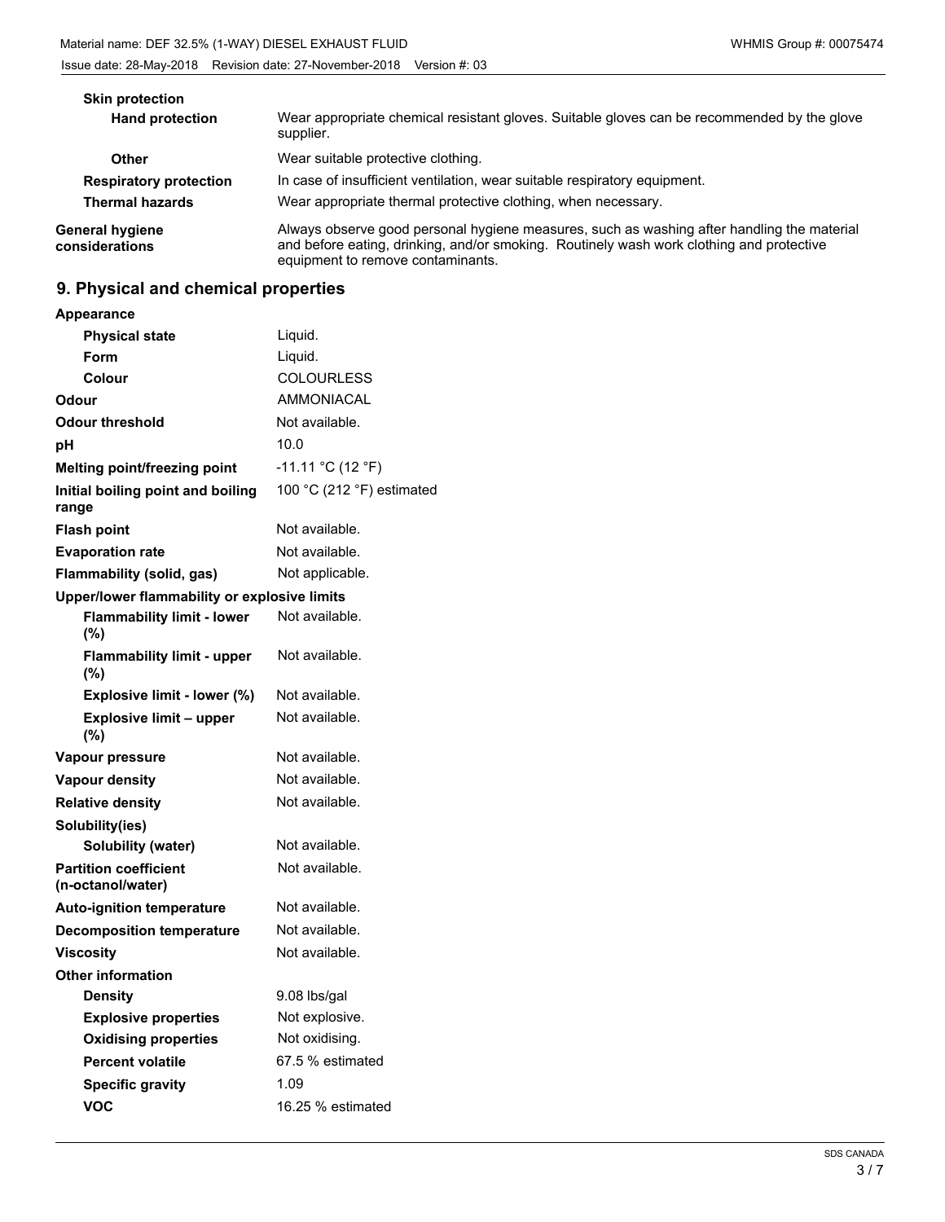| | |
|---|---|
| **Skin protection** | |
| **Hand protection** | Wear appropriate chemical resistant gloves. Suitable gloves can be recommended by the glove supplier. |
| **Other** | Wear suitable protective clothing. |
| **Respiratory protection** | In case of insufficient ventilation, wear suitable respiratory equipment. |
| **Thermal hazards** | Wear appropriate thermal protective clothing, when necessary. |
| **General hygiene considerations** | Always observe good personal hygiene measures, such as washing after handling the material and before eating, drinking, and/or smoking. Routinely wash work clothing and protective equipment to remove contaminants. |

## 9. Physical and chemical properties

| | |
|---|---|
| **Appearance** | |
| **Physical state** | Liquid. |
| **Form** | Liquid. |
| **Colour** | COLOURLESS |
| **Odour** | AMMONIACAL |
| **Odour threshold** | Not available. |
| **pH** | 10.0 |
| **Melting point/freezing point** | -11.11 °C (12 °F) |
| **Initial boiling point and boiling range** | 100 °C (212 °F) estimated |
| **Flash point** | Not available. |
| **Evaporation rate** | Not available. |
| **Flammability (solid, gas)** | Not applicable. |
| **Upper/lower flammability or explosive limits** | |
| **Flammability limit - lower (%)** | Not available. |
| **Flammability limit - upper (%)** | Not available. |
| **Explosive limit - lower (%)** | Not available. |
| **Explosive limit – upper (%)** | Not available. |
| **Vapour pressure** | Not available. |
| **Vapour density** | Not available. |
| **Relative density** | Not available. |
| **Solubility(ies)** | |
| **Solubility (water)** | Not available. |
| **Partition coefficient (n-octanol/water)** | Not available. |
| **Auto-ignition temperature** | Not available. |
| **Decomposition temperature** | Not available. |
| **Viscosity** | Not available. |
| **Other information** | |
| **Density** | 9.08 lbs/gal |
| **Explosive properties** | Not explosive. |
| **Oxidising properties** | Not oxidising. |
| **Percent volatile** | 67.5 % estimated |
| **Specific gravity** | 1.09 |
| **VOC** | 16.25 % estimated |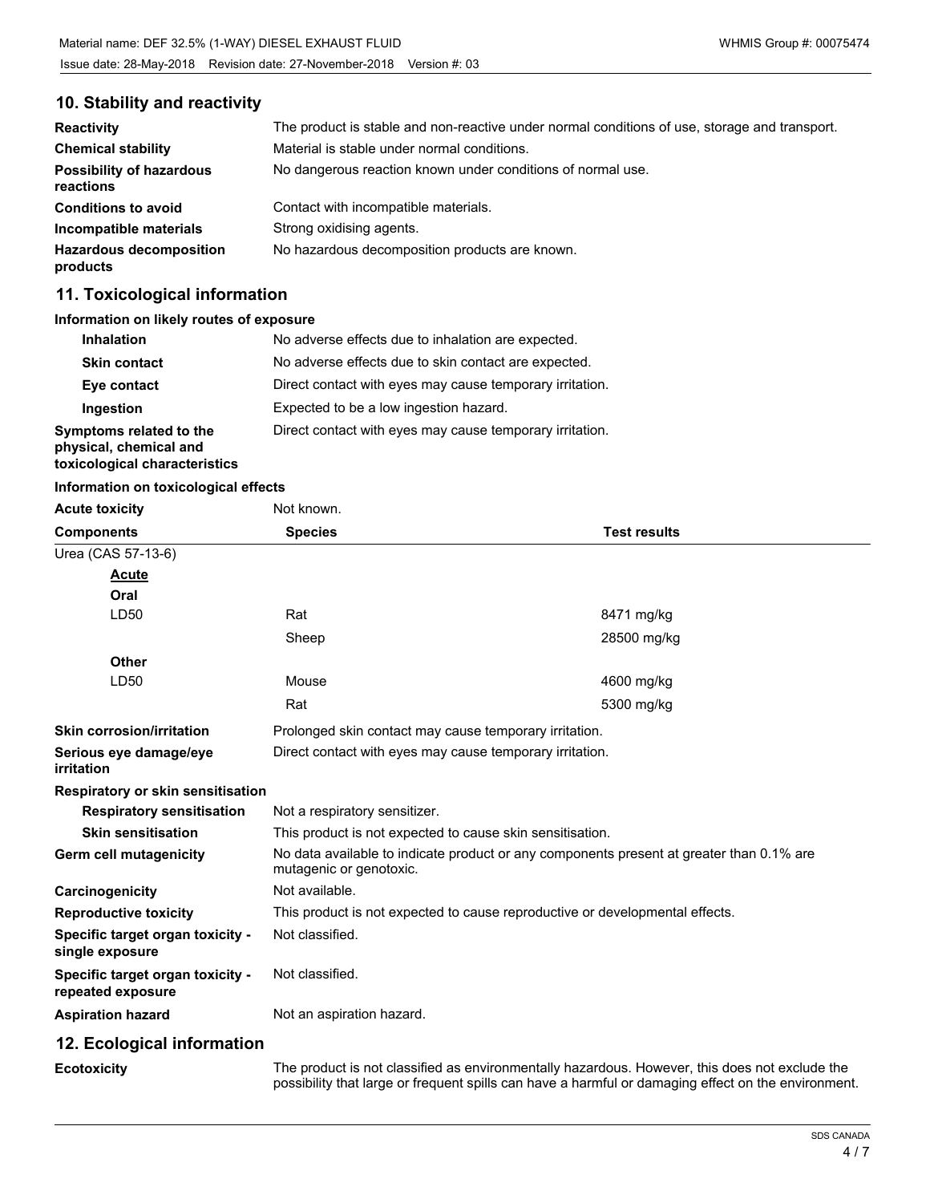## 10. Stability and reactivity

| | |
|---|---|
| **Reactivity** | The product is stable and non-reactive under normal conditions of use, storage and transport. |
| **Chemical stability** | Material is stable under normal conditions. |
| **Possibility of hazardous reactions** | No dangerous reaction known under conditions of normal use. |
| **Conditions to avoid** | Contact with incompatible materials. |
| **Incompatible materials** | Strong oxidising agents. |
| **Hazardous decomposition products** | No hazardous decomposition products are known. |

## 11. Toxicological information

**Information on likely routes of exposure**

| | |
|---|---|
| **Inhalation** | No adverse effects due to inhalation are expected. |
| **Skin contact** | No adverse effects due to skin contact are expected. |
| **Eye contact** | Direct contact with eyes may cause temporary irritation. |
| **Ingestion** | Expected to be a low ingestion hazard. |
| **Symptoms related to the physical, chemical and toxicological characteristics** | Direct contact with eyes may cause temporary irritation. |

**Information on toxicological effects**

**Acute toxicity** Not known.

| Components | Species | Test results |
|---|---|---|
| Urea (CAS 57-13-6) | | |
| **Acute** | | |
| **Oral** | | |
| LD50 | Rat | 8471 mg/kg |
| | Sheep | 28500 mg/kg |
| **Other** | | |
| LD50 | Mouse | 4600 mg/kg |
| | Rat | 5300 mg/kg |

| | |
|---|---|
| **Skin corrosion/irritation** | Prolonged skin contact may cause temporary irritation. |
| **Serious eye damage/eye irritation** | Direct contact with eyes may cause temporary irritation. |
| **Respiratory or skin sensitisation** | |
| **Respiratory sensitisation** | Not a respiratory sensitizer. |
| **Skin sensitisation** | This product is not expected to cause skin sensitisation. |
| **Germ cell mutagenicity** | No data available to indicate product or any components present at greater than 0.1% are mutagenic or genotoxic. |
| **Carcinogenicity** | Not available. |
| **Reproductive toxicity** | This product is not expected to cause reproductive or developmental effects. |
| **Specific target organ toxicity - single exposure** | Not classified. |
| **Specific target organ toxicity - repeated exposure** | Not classified. |
| **Aspiration hazard** | Not an aspiration hazard. |

## 12. Ecological information

**Ecotoxicity** The product is not classified as environmentally hazardous. However, this does not exclude the possibility that large or frequent spills can have a harmful or damaging effect on the environment.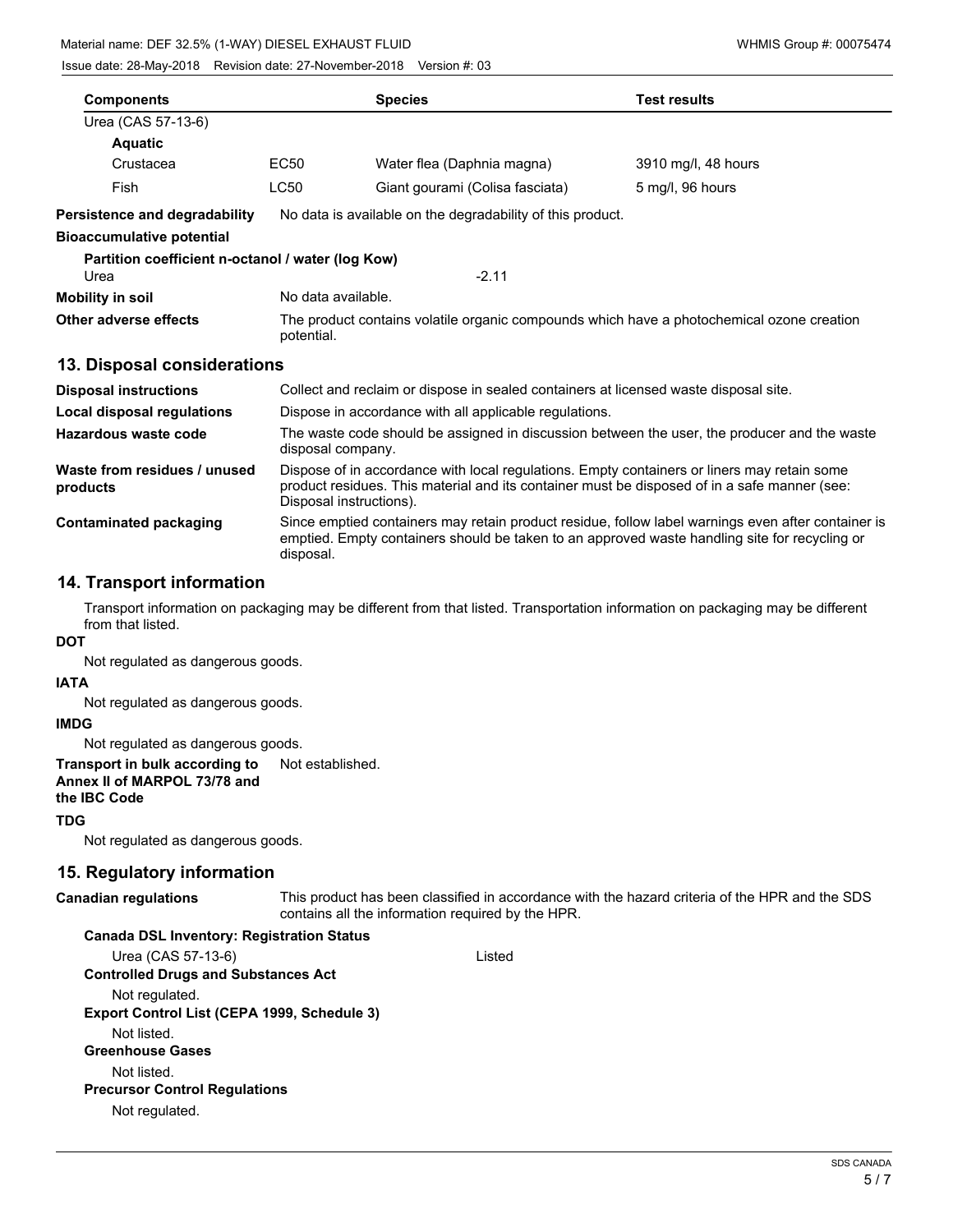| Components | | Species | Test results |
| --- | --- | --- | --- |
| Urea (CAS 57-13-6) | | | |
| **Aquatic** | | | |
| Crustacea | EC50 | Water flea (Daphnia magna) | 3910 mg/l, 48 hours |
| Fish | LC50 | Giant gourami (Colisa fasciata) | 5 mg/l, 96 hours |

**Persistence and degradability** No data is available on the degradability of this product.

**Bioaccumulative potential**

**Partition coefficient n-octanol / water (log Kow)**

Urea -2.11

**Mobility in soil** No data available.

**Other adverse effects** The product contains volatile organic compounds which have a photochemical ozone creation potential.

## 13. Disposal considerations

**Disposal instructions** Collect and reclaim or dispose in sealed containers at licensed waste disposal site.

**Local disposal regulations** Dispose in accordance with all applicable regulations.

**Hazardous waste code** The waste code should be assigned in discussion between the user, the producer and the waste disposal company.

**Waste from residues / unused products** Dispose of in accordance with local regulations. Empty containers or liners may retain some product residues. This material and its container must be disposed of in a safe manner (see: Disposal instructions).

**Contaminated packaging** Since emptied containers may retain product residue, follow label warnings even after container is emptied. Empty containers should be taken to an approved waste handling site for recycling or disposal.

## 14. Transport information

Transport information on packaging may be different from that listed. Transportation information on packaging may be different from that listed.

**DOT**

Not regulated as dangerous goods.

**IATA**

Not regulated as dangerous goods.

**IMDG**

Not regulated as dangerous goods.

**Transport in bulk according to Annex II of MARPOL 73/78 and the IBC Code** Not established.

**TDG**

Not regulated as dangerous goods.

## 15. Regulatory information

**Canadian regulations** This product has been classified in accordance with the hazard criteria of the HPR and the SDS contains all the information required by the HPR.

**Canada DSL Inventory: Registration Status**

Urea (CAS 57-13-6) Listed

**Controlled Drugs and Substances Act**

Not regulated.

**Export Control List (CEPA 1999, Schedule 3)**

Not listed.

**Greenhouse Gases**

Not listed.

**Precursor Control Regulations**

Not regulated.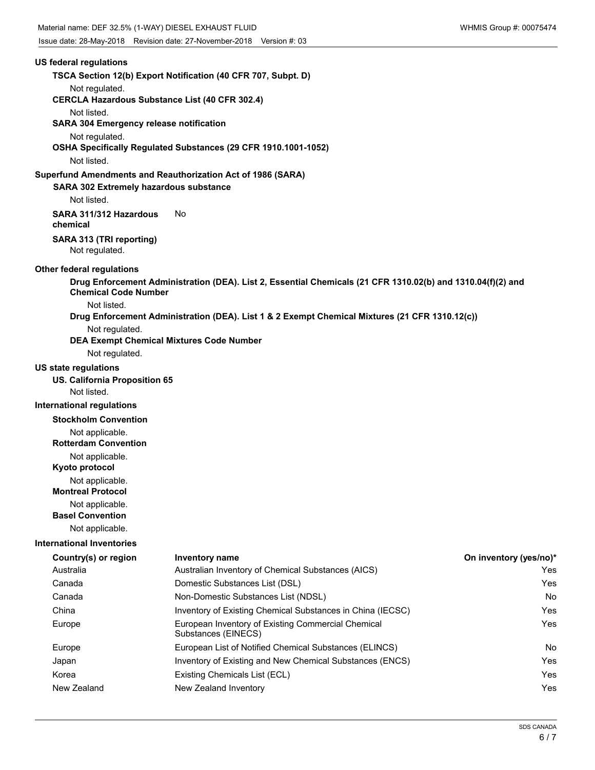## US federal regulations

**TSCA Section 12(b) Export Notification (40 CFR 707, Subpt. D)**

Not regulated.

**CERCLA Hazardous Substance List (40 CFR 302.4)**

Not listed.

**SARA 304 Emergency release notification**

Not regulated.

**OSHA Specifically Regulated Substances (29 CFR 1910.1001-1052)**

Not listed.

## Superfund Amendments and Reauthorization Act of 1986 (SARA)

**SARA 302 Extremely hazardous substance**

Not listed.

**SARA 311/312 Hazardous chemical** No

**SARA 313 (TRI reporting)**

Not regulated.

## Other federal regulations

**Drug Enforcement Administration (DEA). List 2, Essential Chemicals (21 CFR 1310.02(b) and 1310.04(f)(2) and Chemical Code Number**

Not listed.

**Drug Enforcement Administration (DEA). List 1 & 2 Exempt Chemical Mixtures (21 CFR 1310.12(c))**

Not regulated.

**DEA Exempt Chemical Mixtures Code Number**

Not regulated.

## US state regulations

**US. California Proposition 65**

Not listed.

## International regulations

**Stockholm Convention**

Not applicable.

**Rotterdam Convention**

Not applicable.

**Kyoto protocol**

Not applicable.

**Montreal Protocol**

Not applicable.

**Basel Convention**

Not applicable.

## International Inventories

| Country(s) or region | Inventory name | On inventory (yes/no)* |
|---|---|---|
| Australia | Australian Inventory of Chemical Substances (AICS) | Yes |
| Canada | Domestic Substances List (DSL) | Yes |
| Canada | Non-Domestic Substances List (NDSL) | No |
| China | Inventory of Existing Chemical Substances in China (IECSC) | Yes |
| Europe | European Inventory of Existing Commercial Chemical Substances (EINECS) | Yes |
| Europe | European List of Notified Chemical Substances (ELINCS) | No |
| Japan | Inventory of Existing and New Chemical Substances (ENCS) | Yes |
| Korea | Existing Chemicals List (ECL) | Yes |
| New Zealand | New Zealand Inventory | Yes |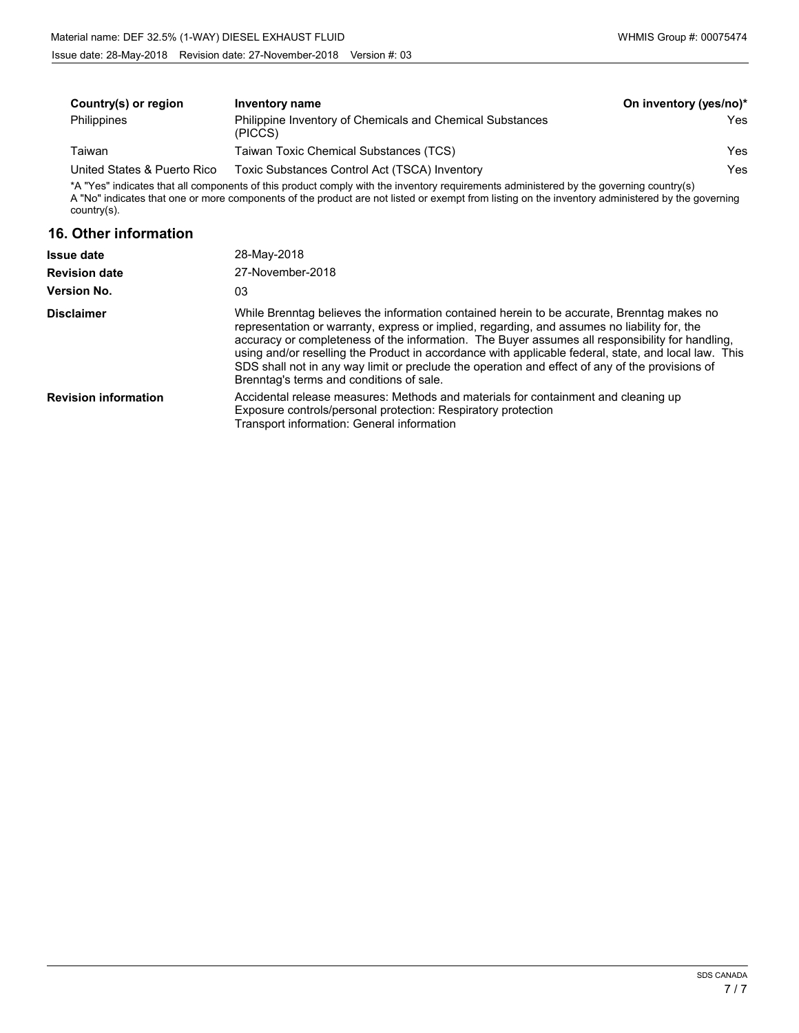| Country(s) or region | Inventory name | On inventory (yes/no)* |
| --- | --- | --- |
| Philippines | Philippine Inventory of Chemicals and Chemical Substances (PICCS) | Yes |
| Taiwan | Taiwan Toxic Chemical Substances (TCS) | Yes |
| United States & Puerto Rico | Toxic Substances Control Act (TSCA) Inventory | Yes |

*A "Yes" indicates that all components of this product comply with the inventory requirements administered by the governing country(s)
A "No" indicates that one or more components of the product are not listed or exempt from listing on the inventory administered by the governing country(s).

## 16. Other information

**Issue date** 28-May-2018

**Revision date** 27-November-2018

**Version No.** 03

**Disclaimer** While Brenntag believes the information contained herein to be accurate, Brenntag makes no representation or warranty, express or implied, regarding, and assumes no liability for, the accuracy or completeness of the information. The Buyer assumes all responsibility for handling, using and/or reselling the Product in accordance with applicable federal, state, and local law. This SDS shall not in any way limit or preclude the operation and effect of any of the provisions of Brenntag's terms and conditions of sale.

**Revision information** Accidental release measures: Methods and materials for containment and cleaning up
Exposure controls/personal protection: Respiratory protection
Transport information: General information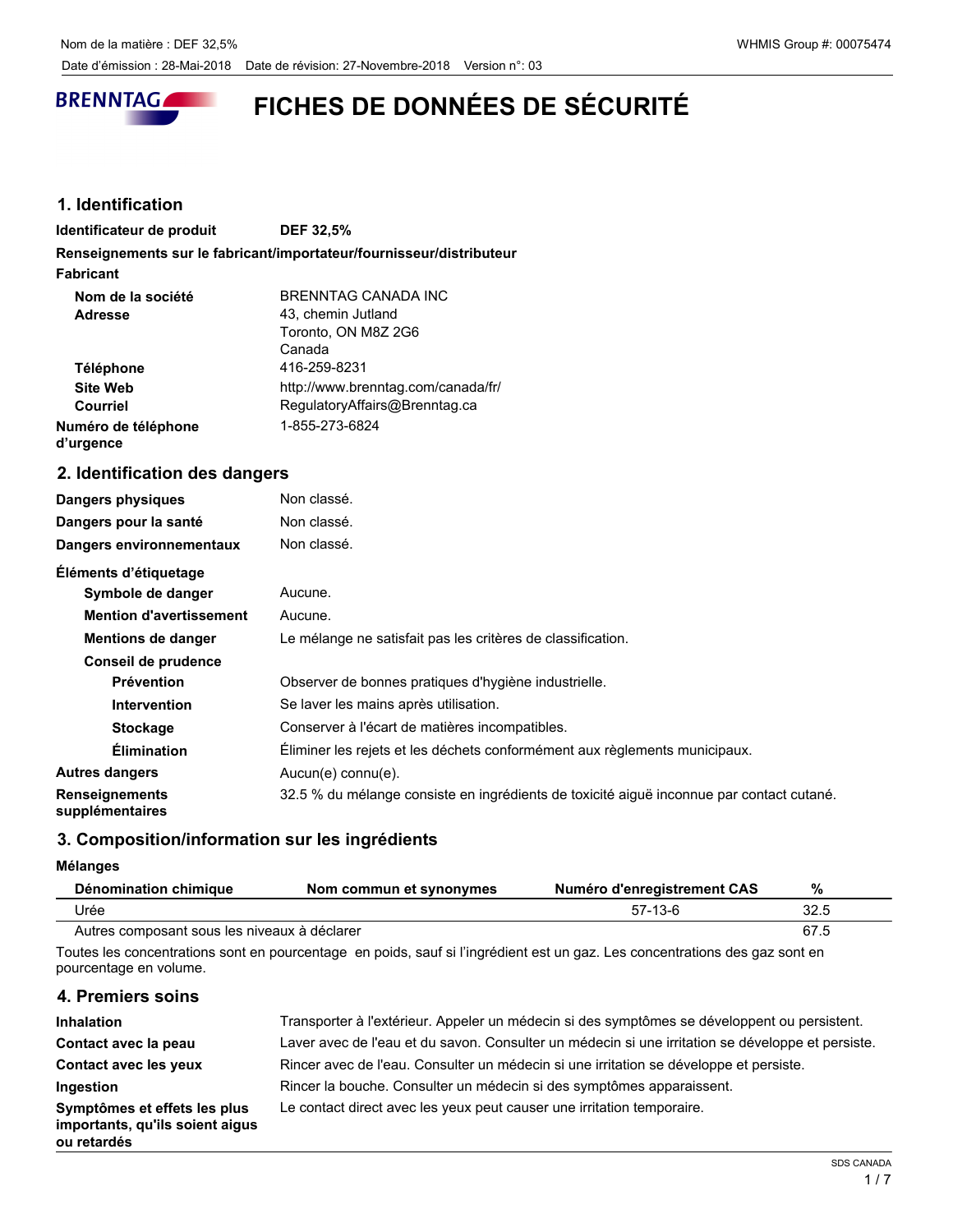# FICHES DE DONNÉES DE SÉCURITÉ

## 1. Identification

**Identificateur de produit** **DEF 32,5%**

**Renseignements sur le fabricant/importateur/fournisseur/distributeur**

**Fabricant**

| | |
|---|---|
| **Nom de la société** | BRENNTAG CANADA INC |
| **Adresse** | 43, chemin Jutland<br>Toronto, ON M8Z 2G6<br>Canada |
| **Téléphone** | 416-259-8231 |
| **Site Web** | http://www.brenntag.com/canada/fr/ |
| **Courriel** | RegulatoryAffairs@Brenntag.ca |
| **Numéro de téléphone d'urgence** | 1-855-273-6824 |

## 2. Identification des dangers

| | |
|---|---|
| **Dangers physiques** | Non classé. |
| **Dangers pour la santé** | Non classé. |
| **Dangers environnementaux** | Non classé. |

**Éléments d'étiquetage**

| | |
|---|---|
| **Symbole de danger** | Aucune. |
| **Mention d'avertissement** | Aucune. |
| **Mentions de danger** | Le mélange ne satisfait pas les critères de classification. |

**Conseil de prudence**

| | |
|---|---|
| **Prévention** | Observer de bonnes pratiques d'hygiène industrielle. |
| **Intervention** | Se laver les mains après utilisation. |
| **Stockage** | Conserver à l'écart de matières incompatibles. |
| **Élimination** | Éliminer les rejets et les déchets conformément aux règlements municipaux. |

| | |
|---|---|
| **Autres dangers** | Aucun(e) connu(e). |
| **Renseignements supplémentaires** | 32.5 % du mélange consiste en ingrédients de toxicité aiguë inconnue par contact cutané. |

## 3. Composition/information sur les ingrédients

**Mélanges**

| Dénomination chimique | Nom commun et synonymes | Numéro d'enregistrement CAS | % |
|---|---|---|---|
| Urée | | 57-13-6 | 32.5 |
| Autres composant sous les niveaux à déclarer | | | 67.5 |

Toutes les concentrations sont en pourcentage en poids, sauf si l'ingrédient est un gaz. Les concentrations des gaz sont en pourcentage en volume.

## 4. Premiers soins

| | |
|---|---|
| **Inhalation** | Transporter à l'extérieur. Appeler un médecin si des symptômes se développent ou persistent. |
| **Contact avec la peau** | Laver avec de l'eau et du savon. Consulter un médecin si une irritation se développe et persiste. |
| **Contact avec les yeux** | Rincer avec de l'eau. Consulter un médecin si une irritation se développe et persiste. |
| **Ingestion** | Rincer la bouche. Consulter un médecin si des symptômes apparaissent. |
| **Symptômes et effets les plus importants, qu'ils soient aigus ou retardés** | Le contact direct avec les yeux peut causer une irritation temporaire. |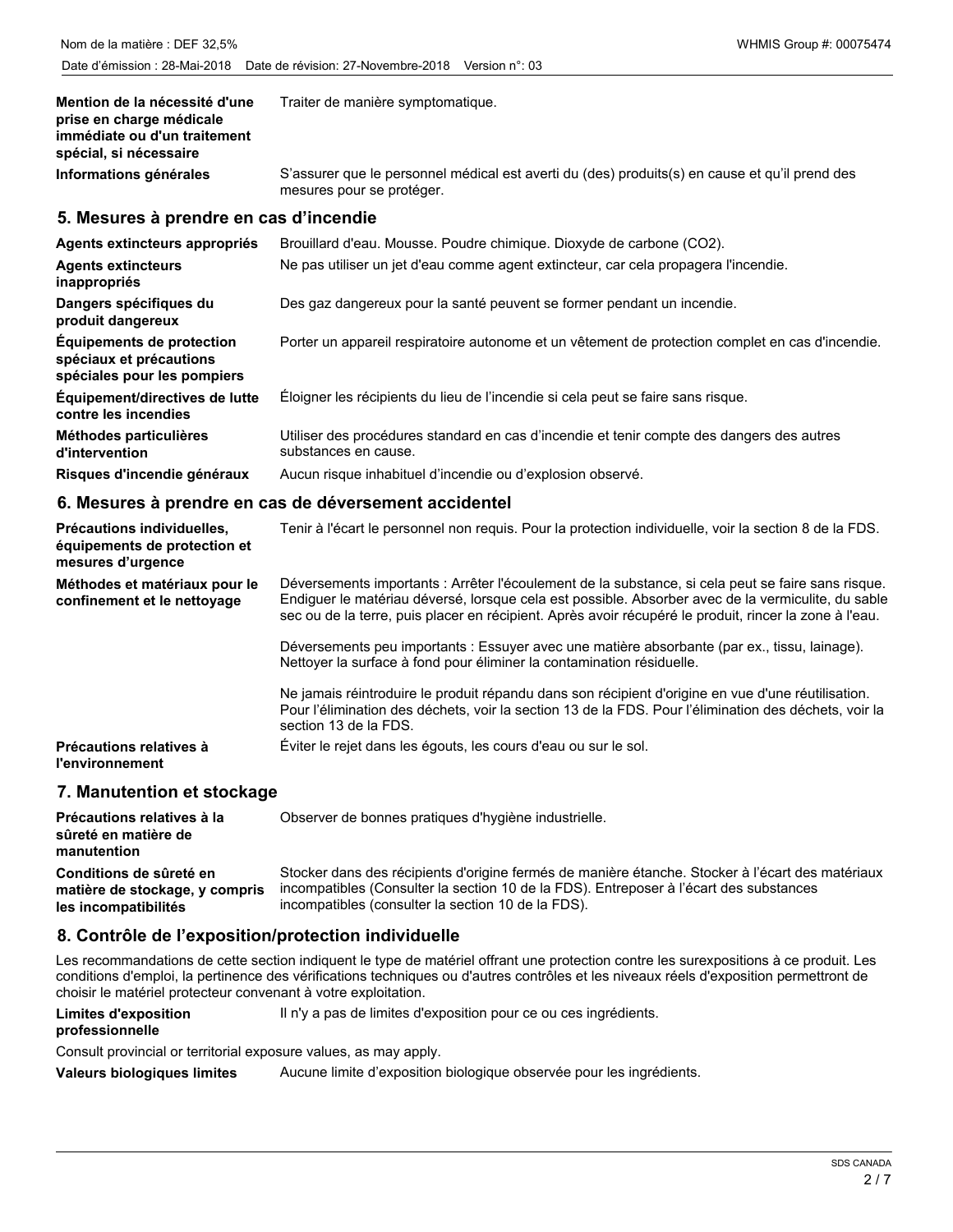| | |
|---|---|
| **Mention de la nécessité d'une prise en charge médicale immédiate ou d'un traitement spécial, si nécessaire** | Traiter de manière symptomatique. |
| **Informations générales** | S'assurer que le personnel médical est averti du (des) produits(s) en cause et qu'il prend des mesures pour se protéger. |

## 5. Mesures à prendre en cas d'incendie

| | |
|---|---|
| **Agents extincteurs appropriés** | Brouillard d'eau. Mousse. Poudre chimique. Dioxyde de carbone ($CO_2$). |
| **Agents extincteurs inappropriés** | Ne pas utiliser un jet d'eau comme agent extincteur, car cela propagera l'incendie. |
| **Dangers spécifiques du produit dangereux** | Des gaz dangereux pour la santé peuvent se former pendant un incendie. |
| **Équipements de protection spéciaux et précautions spéciales pour les pompiers** | Porter un appareil respiratoire autonome et un vêtement de protection complet en cas d'incendie. |
| **Équipement/directives de lutte contre les incendies** | Éloigner les récipients du lieu de l'incendie si cela peut se faire sans risque. |
| **Méthodes particulières d'intervention** | Utiliser des procédures standard en cas d'incendie et tenir compte des dangers des autres substances en cause. |
| **Risques d'incendie généraux** | Aucun risque inhabituel d'incendie ou d'explosion observé. |

## 6. Mesures à prendre en cas de déversement accidentel

| | |
|---|---|
| **Précautions individuelles, équipements de protection et mesures d'urgence** | Tenir à l'écart le personnel non requis. Pour la protection individuelle, voir la section 8 de la FDS. |
| **Méthodes et matériaux pour le confinement et le nettoyage** | Déversements importants : Arrêter l'écoulement de la substance, si cela peut se faire sans risque. Endiguer le matériau déversé, lorsque cela est possible. Absorber avec de la vermiculite, du sable sec ou de la terre, puis placer en récipient. Après avoir récupéré le produit, rincer la zone à l'eau.<br><br>Déversements peu importants : Essuyer avec une matière absorbante (par ex., tissu, lainage). Nettoyer la surface à fond pour éliminer la contamination résiduelle.<br><br>Ne jamais réintroduire le produit répandu dans son récipient d'origine en vue d'une réutilisation. Pour l'élimination des déchets, voir la section 13 de la FDS. Pour l'élimination des déchets, voir la section 13 de la FDS. |
| **Précautions relatives à l'environnement** | Éviter le rejet dans les égouts, les cours d'eau ou sur le sol. |

## 7. Manutention et stockage

| | |
|---|---|
| **Précautions relatives à la sûreté en matière de manutention** | Observer de bonnes pratiques d'hygiène industrielle. |
| **Conditions de sûreté en matière de stockage, y compris les incompatibilités** | Stocker dans des récipients d'origine fermés de manière étanche. Stocker à l'écart des matériaux incompatibles (Consulter la section 10 de la FDS). Entreposer à l'écart des substances incompatibles (consulter la section 10 de la FDS). |

## 8. Contrôle de l'exposition/protection individuelle

Les recommandations de cette section indiquent le type de matériel offrant une protection contre les surexpositions à ce produit. Les conditions d'emploi, la pertinence des vérifications techniques ou d'autres contrôles et les niveaux réels d'exposition permettront de choisir le matériel protecteur convenant à votre exploitation.

| | |
|---|---|
| **Limites d'exposition professionnelle** | Il n'y a pas de limites d'exposition pour ce ou ces ingrédients. |

Consult provincial or territorial exposure values, as may apply.

| | |
|---|---|
| **Valeurs biologiques limites** | Aucune limite d'exposition biologique observée pour les ingrédients. |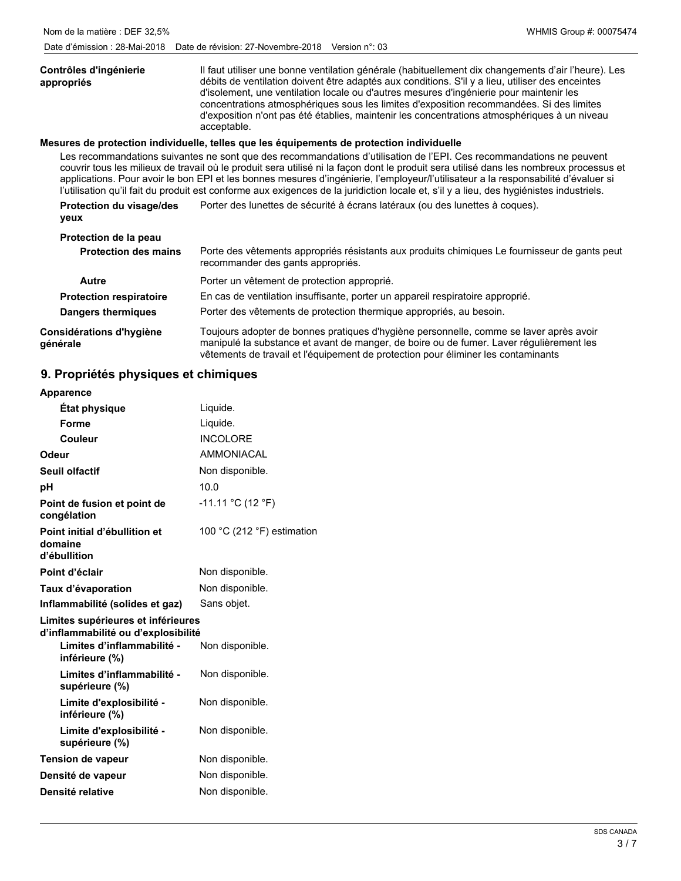| | |
|---|---|
| **Contrôles d'ingénierie appropriés** | Il faut utiliser une bonne ventilation générale (habituellement dix changements d'air l'heure). Les débits de ventilation doivent être adaptés aux conditions. S'il y a lieu, utiliser des enceintes d'isolement, une ventilation locale ou d'autres mesures d'ingénierie pour maintenir les concentrations atmosphériques sous les limites d'exposition recommandées. Si des limites d'exposition n'ont pas été établies, maintenir les concentrations atmosphériques à un niveau acceptable. |

**Mesures de protection individuelle, telles que les équipements de protection individuelle**

Les recommandations suivantes ne sont que des recommandations d'utilisation de l'EPI. Ces recommandations ne peuvent couvrir tous les milieux de travail où le produit sera utilisé ni la façon dont le produit sera utilisé dans les nombreux processus et applications. Pour avoir le bon EPI et les bonnes mesures d'ingénierie, l'employeur/l'utilisateur a la responsabilité d'évaluer si l'utilisation qu'il fait du produit est conforme aux exigences de la juridiction locale et, s'il y a lieu, des hygiénistes industriels.

| | |
|---|---|
| **Protection du visage/des yeux** | Porter des lunettes de sécurité à écrans latéraux (ou des lunettes à coques). |
| **Protection de la peau** | |
| **Protection des mains** | Porte des vêtements appropriés résistants aux produits chimiques Le fournisseur de gants peut recommander des gants appropriés. |
| **Autre** | Porter un vêtement de protection approprié. |
| **Protection respiratoire** | En cas de ventilation insuffisante, porter un appareil respiratoire approprié. |
| **Dangers thermiques** | Porter des vêtements de protection thermique appropriés, au besoin. |
| **Considérations d'hygiène générale** | Toujours adopter de bonnes pratiques d'hygiène personnelle, comme se laver après avoir manipulé la substance et avant de manger, de boire ou de fumer. Laver régulièrement les vêtements de travail et l'équipement de protection pour éliminer les contaminants |

## 9. Propriétés physiques et chimiques

| | |
|---|---|
| **Apparence** | |
| **État physique** | Liquide. |
| **Forme** | Liquide. |
| **Couleur** | INCOLORE |
| **Odeur** | AMMONIACAL |
| **Seuil olfactif** | Non disponible. |
| **pH** | 10.0 |
| **Point de fusion et point de congélation** | -11.11 °C (12 °F) |
| **Point initial d'ébullition et domaine d'ébullition** | 100 °C (212 °F) estimation |
| **Point d'éclair** | Non disponible. |
| **Taux d'évaporation** | Non disponible. |
| **Inflammabilité (solides et gaz)** | Sans objet. |
| **Limites supérieures et inférieures d'inflammabilité ou d'explosibilité** | |
| **Limites d'inflammabilité - inférieure (%)** | Non disponible. |
| **Limites d'inflammabilité - supérieure (%)** | Non disponible. |
| **Limite d'explosibilité - inférieure (%)** | Non disponible. |
| **Limite d'explosibilité - supérieure (%)** | Non disponible. |
| **Tension de vapeur** | Non disponible. |
| **Densité de vapeur** | Non disponible. |
| **Densité relative** | Non disponible. |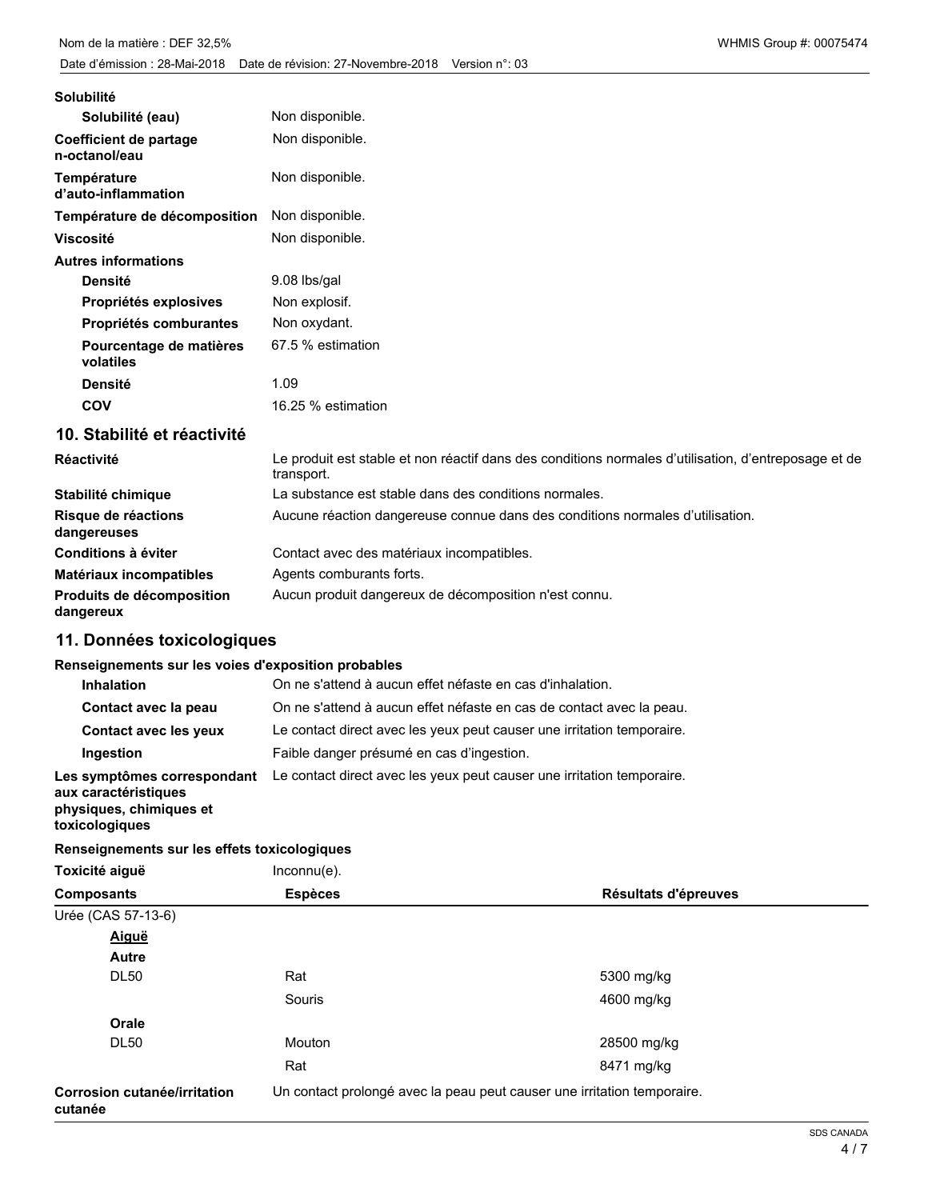**Solubilité**

| | |
|---|---|
| **Solubilité (eau)** | Non disponible. |
| **Coefficient de partage n-octanol/eau** | Non disponible. |
| **Température d'auto-inflammation** | Non disponible. |
| **Température de décomposition** | Non disponible. |
| **Viscosité** | Non disponible. |

**Autres informations**

| | |
|---|---|
| **Densité** | 9.08 lbs/gal |
| **Propriétés explosives** | Non explosif. |
| **Propriétés comburantes** | Non oxydant. |
| **Pourcentage de matières volatiles** | 67.5 % estimation |
| **Densité** | 1.09 |
| **COV** | 16.25 % estimation |

## 10. Stabilité et réactivité

| | |
|---|---|
| **Réactivité** | Le produit est stable et non réactif dans des conditions normales d'utilisation, d'entreposage et de transport. |
| **Stabilité chimique** | La substance est stable dans des conditions normales. |
| **Risque de réactions dangereuses** | Aucune réaction dangereuse connue dans des conditions normales d'utilisation. |
| **Conditions à éviter** | Contact avec des matériaux incompatibles. |
| **Matériaux incompatibles** | Agents comburants forts. |
| **Produits de décomposition dangereux** | Aucun produit dangereux de décomposition n'est connu. |

## 11. Données toxicologiques

**Renseignements sur les voies d'exposition probables**

| | |
|---|---|
| **Inhalation** | On ne s'attend à aucun effet néfaste en cas d'inhalation. |
| **Contact avec la peau** | On ne s'attend à aucun effet néfaste en cas de contact avec la peau. |
| **Contact avec les yeux** | Le contact direct avec les yeux peut causer une irritation temporaire. |
| **Ingestion** | Faible danger présumé en cas d'ingestion. |
| **Les symptômes correspondant aux caractéristiques physiques, chimiques et toxicologiques** | Le contact direct avec les yeux peut causer une irritation temporaire. |

**Renseignements sur les effets toxicologiques**

**Toxicité aiguë** Inconnu(e).

| Composants | Espèces | Résultats d'épreuves |
|---|---|---|
| Urée (CAS 57-13-6) | | |
| ***Aiguë*** | | |
| **Autre** | | |
| DL50 | Rat | 5300 mg/kg |
| | Souris | 4600 mg/kg |
| **Orale** | | |
| DL50 | Mouton | 28500 mg/kg |
| | Rat | 8471 mg/kg |

**Corrosion cutanée/irritation cutanée** Un contact prolongé avec la peau peut causer une irritation temporaire.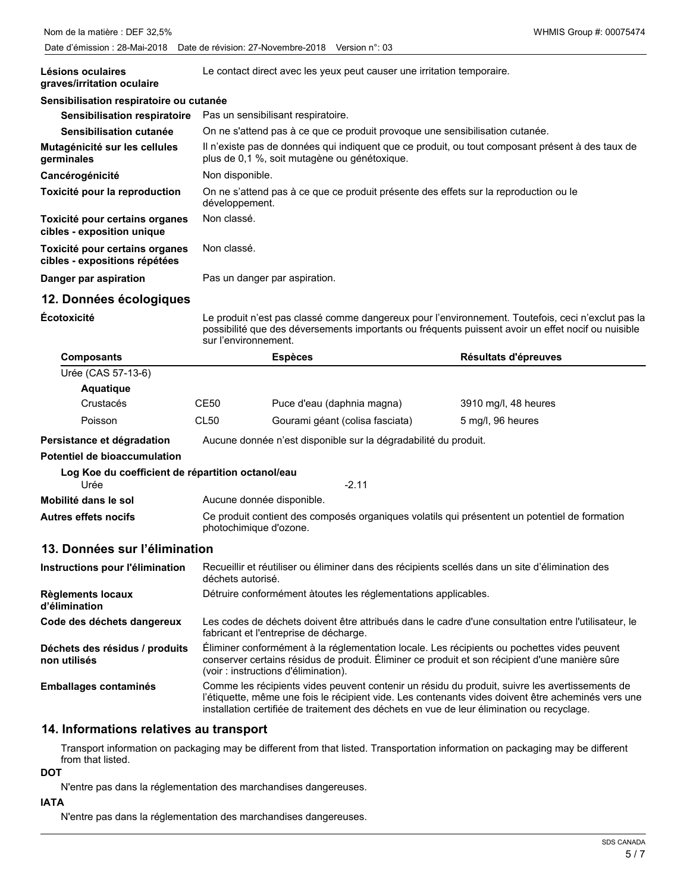**Lésions oculaires graves/irritation oculaire** — Le contact direct avec les yeux peut causer une irritation temporaire.

**Sensibilisation respiratoire ou cutanée**

**Sensibilisation respiratoire** — Pas un sensibilisant respiratoire.

**Sensibilisation cutanée** — On ne s'attend pas à ce que ce produit provoque une sensibilisation cutanée.

**Mutagénicité sur les cellules germinales** — Il n'existe pas de données qui indiquent que ce produit, ou tout composant présent à des taux de plus de 0,1 %, soit mutagène ou génétoxique.

**Cancérogénicité** — Non disponible.

**Toxicité pour la reproduction** — On ne s'attend pas à ce que ce produit présente des effets sur la reproduction ou le développement.

**Toxicité pour certains organes cibles - exposition unique** — Non classé.

**Toxicité pour certains organes cibles - expositions répétées** — Non classé.

**Danger par aspiration** — Pas un danger par aspiration.

## 12. Données écologiques

**Écotoxicité** — Le produit n'est pas classé comme dangereux pour l'environnement. Toutefois, ceci n'exclut pas la possibilité que des déversements importants ou fréquents puissent avoir un effet nocif ou nuisible sur l'environnement.

| Composants | | Espèces | Résultats d'épreuves |
|---|---|---|---|
| Urée (CAS 57-13-6) | | | |
| **Aquatique** | | | |
| Crustacés | CE50 | Puce d'eau (daphnia magna) | 3910 mg/l, 48 heures |
| Poisson | CL50 | Gourami géant (colisa fasciata) | 5 mg/l, 96 heures |

**Persistance et dégradation** — Aucune donnée n'est disponible sur la dégradabilité du produit.

**Potentiel de bioaccumulation**

**Log Koe du coefficient de répartition octanol/eau**

Urée — -2.11

**Mobilité dans le sol** — Aucune donnée disponible.

**Autres effets nocifs** — Ce produit contient des composés organiques volatils qui présentent un potentiel de formation photochimique d'ozone.

## 13. Données sur l'élimination

**Instructions pour l'élimination** — Recueillir et réutiliser ou éliminer dans des récipients scellés dans un site d'élimination des déchets autorisé.

**Règlements locaux d'élimination** — Détruire conformément àtoutes les réglementations applicables.

**Code des déchets dangereux** — Les codes de déchets doivent être attribués dans le cadre d'une consultation entre l'utilisateur, le fabricant et l'entreprise de décharge.

**Déchets des résidus / produits non utilisés** — Éliminer conformément à la réglementation locale. Les récipients ou pochettes vides peuvent conserver certains résidus de produit. Éliminer ce produit et son récipient d'une manière sûre (voir : instructions d'élimination).

**Emballages contaminés** — Comme les récipients vides peuvent contenir un résidu du produit, suivre les avertissements de l'étiquette, même une fois le récipient vide. Les contenants vides doivent être acheminés vers une installation certifiée de traitement des déchets en vue de leur élimination ou recyclage.

## 14. Informations relatives au transport

Transport information on packaging may be different from that listed. Transportation information on packaging may be different from that listed.

**DOT**

N'entre pas dans la réglementation des marchandises dangereuses.

**IATA**

N'entre pas dans la réglementation des marchandises dangereuses.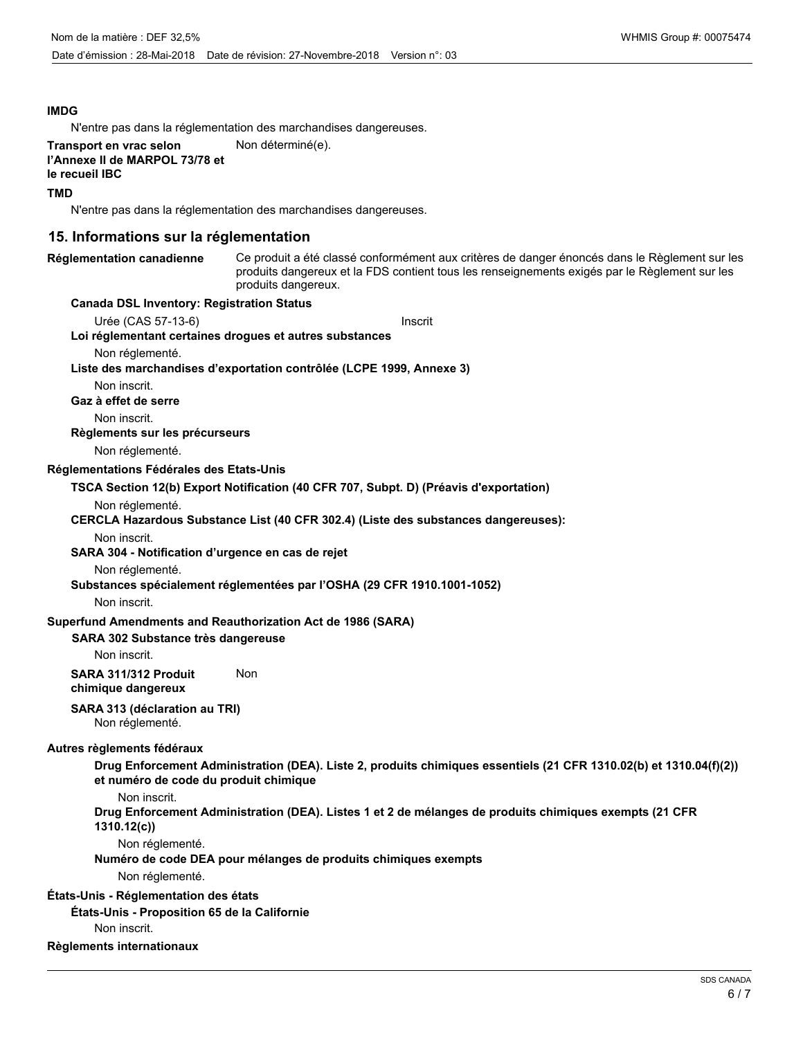**IMDG**

N'entre pas dans la réglementation des marchandises dangereuses.

**Transport en vrac selon l'Annexe II de MARPOL 73/78 et le recueil IBC** Non déterminé(e).

**TMD**

N'entre pas dans la réglementation des marchandises dangereuses.

## 15. Informations sur la réglementation

**Réglementation canadienne** Ce produit a été classé conformément aux critères de danger énoncés dans le Règlement sur les produits dangereux et la FDS contient tous les renseignements exigés par le Règlement sur les produits dangereux.

**Canada DSL Inventory: Registration Status**

Urée (CAS 57-13-6) Inscrit

**Loi réglementant certaines drogues et autres substances**

Non réglementé.

**Liste des marchandises d'exportation contrôlée (LCPE 1999, Annexe 3)**

Non inscrit.

**Gaz à effet de serre**

Non inscrit.

**Règlements sur les précurseurs**

Non réglementé.

**Réglementations Fédérales des Etats-Unis**

**TSCA Section 12(b) Export Notification (40 CFR 707, Subpt. D) (Préavis d'exportation)**

Non réglementé.

**CERCLA Hazardous Substance List (40 CFR 302.4) (Liste des substances dangereuses):**

Non inscrit.

**SARA 304 - Notification d'urgence en cas de rejet**

Non réglementé.

**Substances spécialement réglementées par l'OSHA (29 CFR 1910.1001-1052)**

Non inscrit.

**Superfund Amendments and Reauthorization Act de 1986 (SARA)**

**SARA 302 Substance très dangereuse**

Non inscrit.

**SARA 311/312 Produit chimique dangereux** Non

**SARA 313 (déclaration au TRI)**

Non réglementé.

**Autres règlements fédéraux**

**Drug Enforcement Administration (DEA). Liste 2, produits chimiques essentiels (21 CFR 1310.02(b) et 1310.04(f)(2)) et numéro de code du produit chimique**

Non inscrit.

**Drug Enforcement Administration (DEA). Listes 1 et 2 de mélanges de produits chimiques exempts (21 CFR 1310.12(c))**

Non réglementé.

**Numéro de code DEA pour mélanges de produits chimiques exempts**

Non réglementé.

**États-Unis - Réglementation des états**

**États-Unis - Proposition 65 de la Californie**

Non inscrit.

**Règlements internationaux**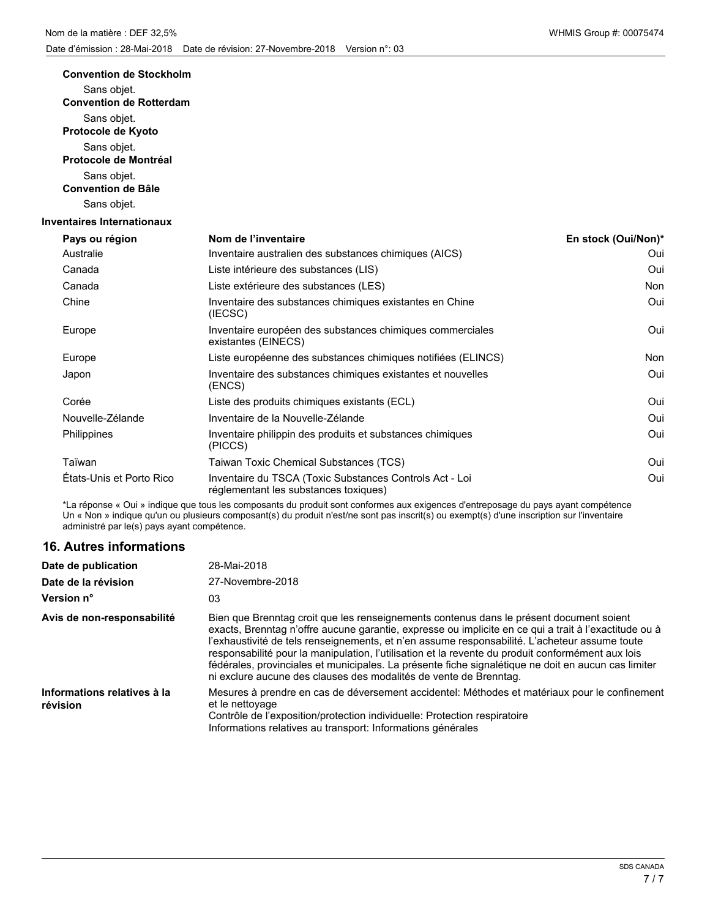**Convention de Stockholm**

Sans objet.

**Convention de Rotterdam**

Sans objet.

**Protocole de Kyoto**

Sans objet.

**Protocole de Montréal**

Sans objet.

**Convention de Bâle**

Sans objet.

**Inventaires Internationaux**

| Pays ou région | Nom de l'inventaire | En stock (Oui/Non)* |
|---|---|---|
| Australie | Inventaire australien des substances chimiques (AICS) | Oui |
| Canada | Liste intérieure des substances (LIS) | Oui |
| Canada | Liste extérieure des substances (LES) | Non |
| Chine | Inventaire des substances chimiques existantes en Chine (IECSC) | Oui |
| Europe | Inventaire européen des substances chimiques commerciales existantes (EINECS) | Oui |
| Europe | Liste européenne des substances chimiques notifiées (ELINCS) | Non |
| Japon | Inventaire des substances chimiques existantes et nouvelles (ENCS) | Oui |
| Corée | Liste des produits chimiques existants (ECL) | Oui |
| Nouvelle-Zélande | Inventaire de la Nouvelle-Zélande | Oui |
| Philippines | Inventaire philippin des produits et substances chimiques (PICCS) | Oui |
| Taïwan | Taiwan Toxic Chemical Substances (TCS) | Oui |
| États-Unis et Porto Rico | Inventaire du TSCA (Toxic Substances Controls Act - Loi réglementant les substances toxiques) | Oui |

*La réponse « Oui » indique que tous les composants du produit sont conformes aux exigences d'entreposage du pays ayant compétence
Un « Non » indique qu'un ou plusieurs composant(s) du produit n'est/ne sont pas inscrit(s) ou exempt(s) d'une inscription sur l'inventaire administré par le(s) pays ayant compétence.

## 16. Autres informations

**Date de publication** 28-Mai-2018

**Date de la révision** 27-Novembre-2018

**Version n°** 03

**Avis de non-responsabilité** Bien que Brenntag croit que les renseignements contenus dans le présent document soient exacts, Brenntag n'offre aucune garantie, expresse ou implicite en ce qui a trait à l'exactitude ou à l'exhaustivité de tels renseignements, et n'en assume responsabilité. L'acheteur assume toute responsabilité pour la manipulation, l'utilisation et la revente du produit conformément aux lois fédérales, provinciales et municipales. La présente fiche signalétique ne doit en aucun cas limiter ni exclure aucune des clauses des modalités de vente de Brenntag.

**Informations relatives à la révision** Mesures à prendre en cas de déversement accidentel: Méthodes et matériaux pour le confinement et le nettoyage
Contrôle de l'exposition/protection individuelle: Protection respiratoire
Informations relatives au transport: Informations générales